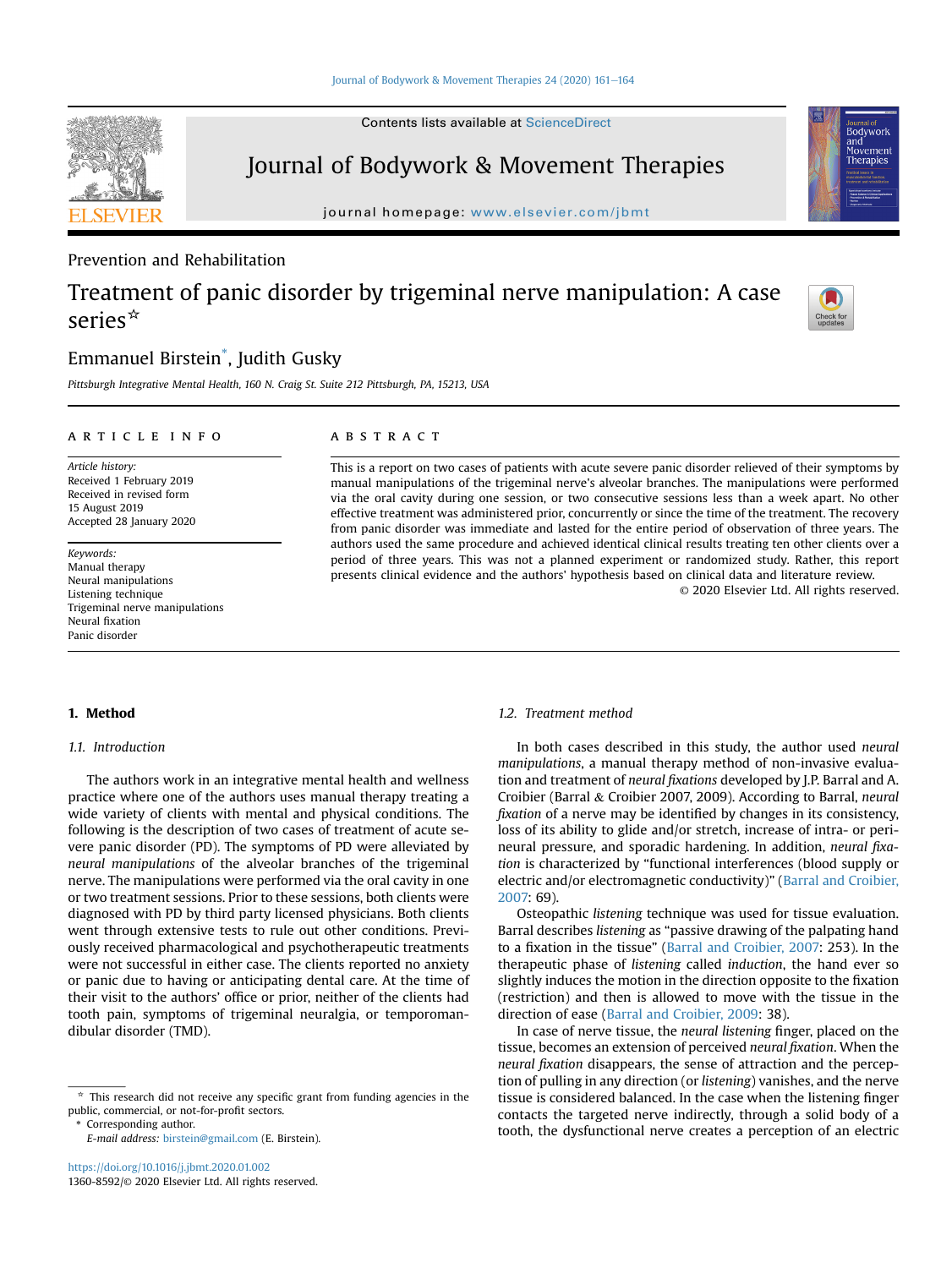Prevention and Rehabilitation

# Treatment of panic disorder by trigeminal nerve manipulation: A case series[☆]

Emmanuel Birstein[*], Judith Gusky

*Pittsburgh Integrative Mental Health, 160 N. Craig St. Suite 212 Pittsburgh, PA, 15213, USA*

## ARTICLE INFO

*Article history:*
Received 1 February 2019
Received in revised form
15 August 2019
Accepted 28 January 2020

*Keywords:*
Manual therapy
Neural manipulations
Listening technique
Trigeminal nerve manipulations
Neural fixation
Panic disorder

## ABSTRACT

This is a report on two cases of patients with acute severe panic disorder relieved of their symptoms by manual manipulations of the trigeminal nerve's alveolar branches. The manipulations were performed via the oral cavity during one session, or two consecutive sessions less than a week apart. No other effective treatment was administered prior, concurrently or since the time of the treatment. The recovery from panic disorder was immediate and lasted for the entire period of observation of three years. The authors used the same procedure and achieved identical clinical results treating ten other clients over a period of three years. This was not a planned experiment or randomized study. Rather, this report presents clinical evidence and the authors' hypothesis based on clinical data and literature review.

© 2020 Elsevier Ltd. All rights reserved.

## 1. Method

### 1.1. Introduction

The authors work in an integrative mental health and wellness practice where one of the authors uses manual therapy treating a wide variety of clients with mental and physical conditions. The following is the description of two cases of treatment of acute severe panic disorder (PD). The symptoms of PD were alleviated by *neural manipulations* of the alveolar branches of the trigeminal nerve. The manipulations were performed via the oral cavity in one or two treatment sessions. Prior to these sessions, both clients were diagnosed with PD by third party licensed physicians. Both clients went through extensive tests to rule out other conditions. Previously received pharmacological and psychotherapeutic treatments were not successful in either case. The clients reported no anxiety or panic due to having or anticipating dental care. At the time of their visit to the authors' office or prior, neither of the clients had tooth pain, symptoms of trigeminal neuralgia, or temporomandibular disorder (TMD).

### 1.2. Treatment method

In both cases described in this study, the author used *neural manipulations*, a manual therapy method of non-invasive evaluation and treatment of *neural fixations* developed by J.P. Barral and A. Croibier (Barral & Croibier 2007, 2009). According to Barral, *neural fixation* of a nerve may be identified by changes in its consistency, loss of its ability to glide and/or stretch, increase of intra- or perineural pressure, and sporadic hardening. In addition, *neural fixation* is characterized by "functional interferences (blood supply or electric and/or electromagnetic conductivity)" (Barral and Croibier, 2007: 69).

Osteopathic *listening* technique was used for tissue evaluation. Barral describes *listening* as "passive drawing of the palpating hand to a fixation in the tissue" (Barral and Croibier, 2007: 253). In the therapeutic phase of *listening* called *induction*, the hand ever so slightly induces the motion in the direction opposite to the fixation (restriction) and then is allowed to move with the tissue in the direction of ease (Barral and Croibier, 2009: 38).

In case of nerve tissue, the *neural listening* finger, placed on the tissue, becomes an extension of perceived *neural fixation*. When the *neural fixation* disappears, the sense of attraction and the perception of pulling in any direction (or *listening*) vanishes, and the nerve tissue is considered balanced. In the case when the listening finger contacts the targeted nerve indirectly, through a solid body of a tooth, the dysfunctional nerve creates a perception of an electric

---

☆ This research did not receive any specific grant from funding agencies in the public, commercial, or not-for-profit sectors.

\* Corresponding author.

*E-mail address:* birstein@gmail.com (E. Birstein).

https://doi.org/10.1016/j.jbmt.2020.01.002
1360-8592/© 2020 Elsevier Ltd. All rights reserved.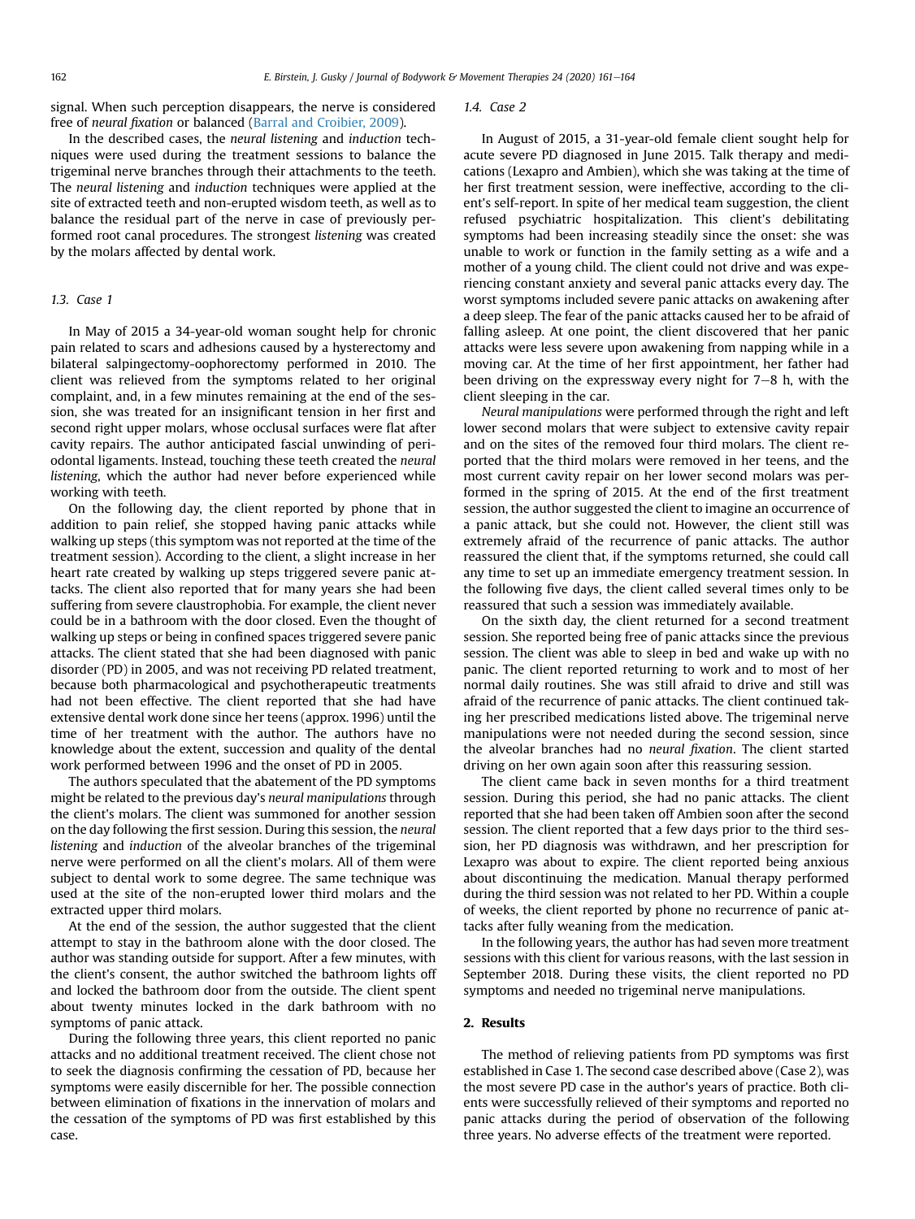signal. When such perception disappears, the nerve is considered free of *neural fixation* or balanced (Barral and Croibier, 2009).

In the described cases, the *neural listening* and *induction* techniques were used during the treatment sessions to balance the trigeminal nerve branches through their attachments to the teeth. The *neural listening* and *induction* techniques were applied at the site of extracted teeth and non-erupted wisdom teeth, as well as to balance the residual part of the nerve in case of previously performed root canal procedures. The strongest *listening* was created by the molars affected by dental work.

### 1.3. Case 1

In May of 2015 a 34-year-old woman sought help for chronic pain related to scars and adhesions caused by a hysterectomy and bilateral salpingectomy-oophorectomy performed in 2010. The client was relieved from the symptoms related to her original complaint, and, in a few minutes remaining at the end of the session, she was treated for an insignificant tension in her first and second right upper molars, whose occlusal surfaces were flat after cavity repairs. The author anticipated fascial unwinding of periodontal ligaments. Instead, touching these teeth created the *neural listening*, which the author had never before experienced while working with teeth.

On the following day, the client reported by phone that in addition to pain relief, she stopped having panic attacks while walking up steps (this symptom was not reported at the time of the treatment session). According to the client, a slight increase in her heart rate created by walking up steps triggered severe panic attacks. The client also reported that for many years she had been suffering from severe claustrophobia. For example, the client never could be in a bathroom with the door closed. Even the thought of walking up steps or being in confined spaces triggered severe panic attacks. The client stated that she had been diagnosed with panic disorder (PD) in 2005, and was not receiving PD related treatment, because both pharmacological and psychotherapeutic treatments had not been effective. The client reported that she had have extensive dental work done since her teens (approx. 1996) until the time of her treatment with the author. The authors have no knowledge about the extent, succession and quality of the dental work performed between 1996 and the onset of PD in 2005.

The authors speculated that the abatement of the PD symptoms might be related to the previous day's *neural manipulations* through the client's molars. The client was summoned for another session on the day following the first session. During this session, the *neural listening* and *induction* of the alveolar branches of the trigeminal nerve were performed on all the client's molars. All of them were subject to dental work to some degree. The same technique was used at the site of the non-erupted lower third molars and the extracted upper third molars.

At the end of the session, the author suggested that the client attempt to stay in the bathroom alone with the door closed. The author was standing outside for support. After a few minutes, with the client's consent, the author switched the bathroom lights off and locked the bathroom door from the outside. The client spent about twenty minutes locked in the dark bathroom with no symptoms of panic attack.

During the following three years, this client reported no panic attacks and no additional treatment received. The client chose not to seek the diagnosis confirming the cessation of PD, because her symptoms were easily discernible for her. The possible connection between elimination of fixations in the innervation of molars and the cessation of the symptoms of PD was first established by this case.

### 1.4. Case 2

In August of 2015, a 31-year-old female client sought help for acute severe PD diagnosed in June 2015. Talk therapy and medications (Lexapro and Ambien), which she was taking at the time of her first treatment session, were ineffective, according to the client's self-report. In spite of her medical team suggestion, the client refused psychiatric hospitalization. This client's debilitating symptoms had been increasing steadily since the onset: she was unable to work or function in the family setting as a wife and a mother of a young child. The client could not drive and was experiencing constant anxiety and several panic attacks every day. The worst symptoms included severe panic attacks on awakening after a deep sleep. The fear of the panic attacks caused her to be afraid of falling asleep. At one point, the client discovered that her panic attacks were less severe upon awakening from napping while in a moving car. At the time of her first appointment, her father had been driving on the expressway every night for 7–8 h, with the client sleeping in the car.

*Neural manipulations* were performed through the right and left lower second molars that were subject to extensive cavity repair and on the sites of the removed four third molars. The client reported that the third molars were removed in her teens, and the most current cavity repair on her lower second molars was performed in the spring of 2015. At the end of the first treatment session, the author suggested the client to imagine an occurrence of a panic attack, but she could not. However, the client still was extremely afraid of the recurrence of panic attacks. The author reassured the client that, if the symptoms returned, she could call any time to set up an immediate emergency treatment session. In the following five days, the client called several times only to be reassured that such a session was immediately available.

On the sixth day, the client returned for a second treatment session. She reported being free of panic attacks since the previous session. The client was able to sleep in bed and wake up with no panic. The client reported returning to work and to most of her normal daily routines. She was still afraid to drive and still was afraid of the recurrence of panic attacks. The client continued taking her prescribed medications listed above. The trigeminal nerve manipulations were not needed during the second session, since the alveolar branches had no *neural fixation*. The client started driving on her own again soon after this reassuring session.

The client came back in seven months for a third treatment session. During this period, she had no panic attacks. The client reported that she had been taken off Ambien soon after the second session. The client reported that a few days prior to the third session, her PD diagnosis was withdrawn, and her prescription for Lexapro was about to expire. The client reported being anxious about discontinuing the medication. Manual therapy performed during the third session was not related to her PD. Within a couple of weeks, the client reported by phone no recurrence of panic attacks after fully weaning from the medication.

In the following years, the author has had seven more treatment sessions with this client for various reasons, with the last session in September 2018. During these visits, the client reported no PD symptoms and needed no trigeminal nerve manipulations.

## 2. Results

The method of relieving patients from PD symptoms was first established in Case 1. The second case described above (Case 2), was the most severe PD case in the author's years of practice. Both clients were successfully relieved of their symptoms and reported no panic attacks during the period of observation of the following three years. No adverse effects of the treatment were reported.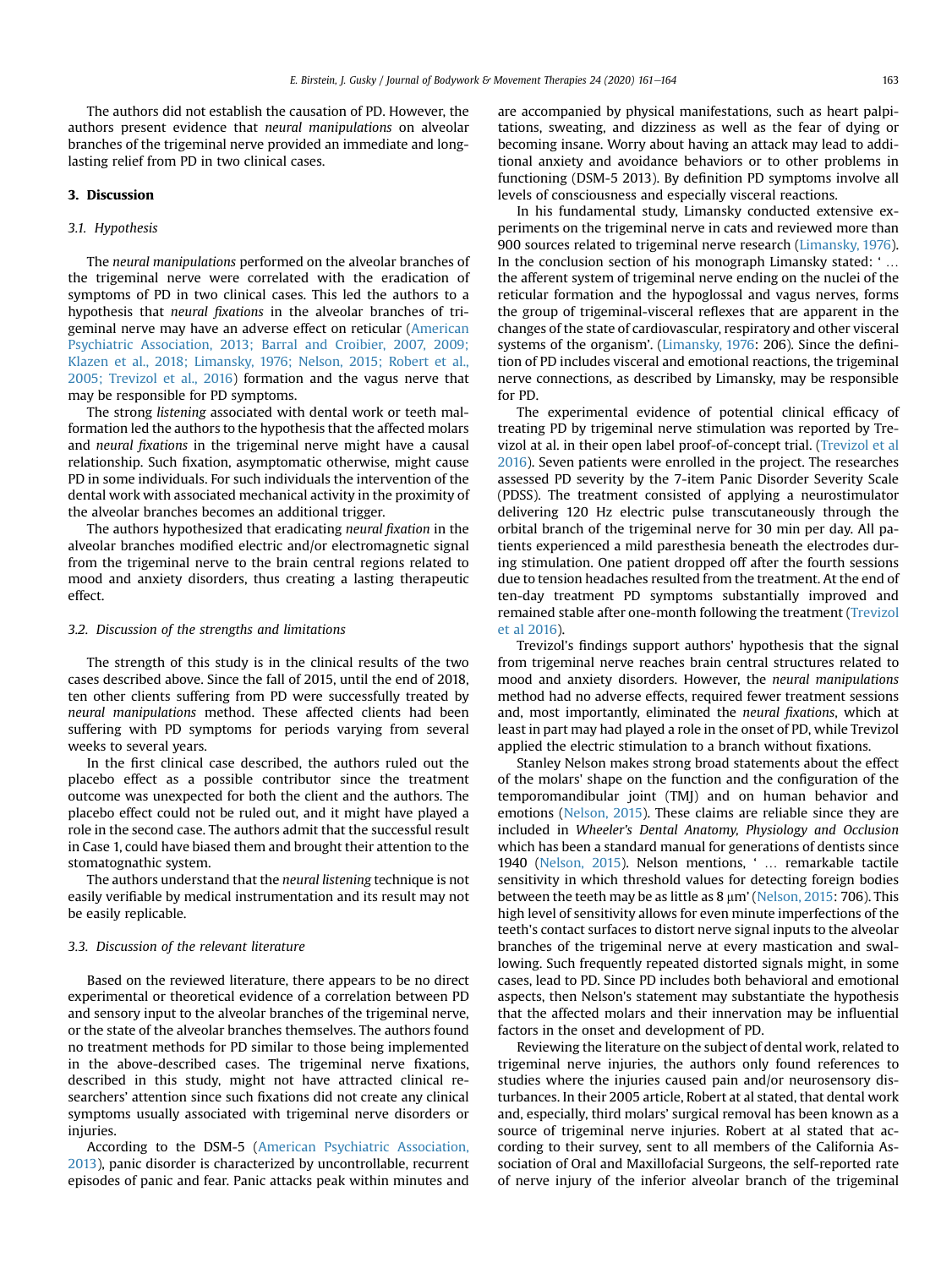The authors did not establish the causation of PD. However, the authors present evidence that *neural manipulations* on alveolar branches of the trigeminal nerve provided an immediate and long-lasting relief from PD in two clinical cases.

## 3. Discussion

### 3.1. Hypothesis

The *neural manipulations* performed on the alveolar branches of the trigeminal nerve were correlated with the eradication of symptoms of PD in two clinical cases. This led the authors to a hypothesis that *neural fixations* in the alveolar branches of trigeminal nerve may have an adverse effect on reticular (American Psychiatric Association, 2013; Barral and Croibier, 2007, 2009; Klazen et al., 2018; Limansky, 1976; Nelson, 2015; Robert et al., 2005; Trevizol et al., 2016) formation and the vagus nerve that may be responsible for PD symptoms.

The strong *listening* associated with dental work or teeth malformation led the authors to the hypothesis that the affected molars and *neural fixations* in the trigeminal nerve might have a causal relationship. Such fixation, asymptomatic otherwise, might cause PD in some individuals. For such individuals the intervention of the dental work with associated mechanical activity in the proximity of the alveolar branches becomes an additional trigger.

The authors hypothesized that eradicating *neural fixation* in the alveolar branches modified electric and/or electromagnetic signal from the trigeminal nerve to the brain central regions related to mood and anxiety disorders, thus creating a lasting therapeutic effect.

### 3.2. Discussion of the strengths and limitations

The strength of this study is in the clinical results of the two cases described above. Since the fall of 2015, until the end of 2018, ten other clients suffering from PD were successfully treated by *neural manipulations* method. These affected clients had been suffering with PD symptoms for periods varying from several weeks to several years.

In the first clinical case described, the authors ruled out the placebo effect as a possible contributor since the treatment outcome was unexpected for both the client and the authors. The placebo effect could not be ruled out, and it might have played a role in the second case. The authors admit that the successful result in Case 1, could have biased them and brought their attention to the stomatognathic system.

The authors understand that the *neural listening* technique is not easily verifiable by medical instrumentation and its result may not be easily replicable.

### 3.3. Discussion of the relevant literature

Based on the reviewed literature, there appears to be no direct experimental or theoretical evidence of a correlation between PD and sensory input to the alveolar branches of the trigeminal nerve, or the state of the alveolar branches themselves. The authors found no treatment methods for PD similar to those being implemented in the above-described cases. The trigeminal nerve fixations, described in this study, might not have attracted clinical researchers' attention since such fixations did not create any clinical symptoms usually associated with trigeminal nerve disorders or injuries.

According to the DSM-5 (American Psychiatric Association, 2013), panic disorder is characterized by uncontrollable, recurrent episodes of panic and fear. Panic attacks peak within minutes and are accompanied by physical manifestations, such as heart palpitations, sweating, and dizziness as well as the fear of dying or becoming insane. Worry about having an attack may lead to additional anxiety and avoidance behaviors or to other problems in functioning (DSM-5 2013). By definition PD symptoms involve all levels of consciousness and especially visceral reactions.

In his fundamental study, Limansky conducted extensive experiments on the trigeminal nerve in cats and reviewed more than 900 sources related to trigeminal nerve research (Limansky, 1976). In the conclusion section of his monograph Limansky stated: ' … the afferent system of trigeminal nerve ending on the nuclei of the reticular formation and the hypoglossal and vagus nerves, forms the group of trigeminal-visceral reflexes that are apparent in the changes of the state of cardiovascular, respiratory and other visceral systems of the organism'. (Limansky, 1976: 206). Since the definition of PD includes visceral and emotional reactions, the trigeminal nerve connections, as described by Limansky, may be responsible for PD.

The experimental evidence of potential clinical efficacy of treating PD by trigeminal nerve stimulation was reported by Trevizol at al. in their open label proof-of-concept trial. (Trevizol et al 2016). Seven patients were enrolled in the project. The researches assessed PD severity by the 7-item Panic Disorder Severity Scale (PDSS). The treatment consisted of applying a neurostimulator delivering 120 Hz electric pulse transcutaneously through the orbital branch of the trigeminal nerve for 30 min per day. All patients experienced a mild paresthesia beneath the electrodes during stimulation. One patient dropped off after the fourth sessions due to tension headaches resulted from the treatment. At the end of ten-day treatment PD symptoms substantially improved and remained stable after one-month following the treatment (Trevizol et al 2016).

Trevizol's findings support authors' hypothesis that the signal from trigeminal nerve reaches brain central structures related to mood and anxiety disorders. However, the *neural manipulations* method had no adverse effects, required fewer treatment sessions and, most importantly, eliminated the *neural fixations*, which at least in part may had played a role in the onset of PD, while Trevizol applied the electric stimulation to a branch without fixations.

Stanley Nelson makes strong broad statements about the effect of the molars' shape on the function and the configuration of the temporomandibular joint (TMJ) and on human behavior and emotions (Nelson, 2015). These claims are reliable since they are included in *Wheeler's Dental Anatomy, Physiology and Occlusion* which has been a standard manual for generations of dentists since 1940 (Nelson, 2015). Nelson mentions, ' … remarkable tactile sensitivity in which threshold values for detecting foreign bodies between the teeth may be as little as 8 μm' (Nelson, 2015: 706). This high level of sensitivity allows for even minute imperfections of the teeth's contact surfaces to distort nerve signal inputs to the alveolar branches of the trigeminal nerve at every mastication and swallowing. Such frequently repeated distorted signals might, in some cases, lead to PD. Since PD includes both behavioral and emotional aspects, then Nelson's statement may substantiate the hypothesis that the affected molars and their innervation may be influential factors in the onset and development of PD.

Reviewing the literature on the subject of dental work, related to trigeminal nerve injuries, the authors only found references to studies where the injuries caused pain and/or neurosensory disturbances. In their 2005 article, Robert at al stated, that dental work and, especially, third molars' surgical removal has been known as a source of trigeminal nerve injuries. Robert at al stated that according to their survey, sent to all members of the California Association of Oral and Maxillofacial Surgeons, the self-reported rate of nerve injury of the inferior alveolar branch of the trigeminal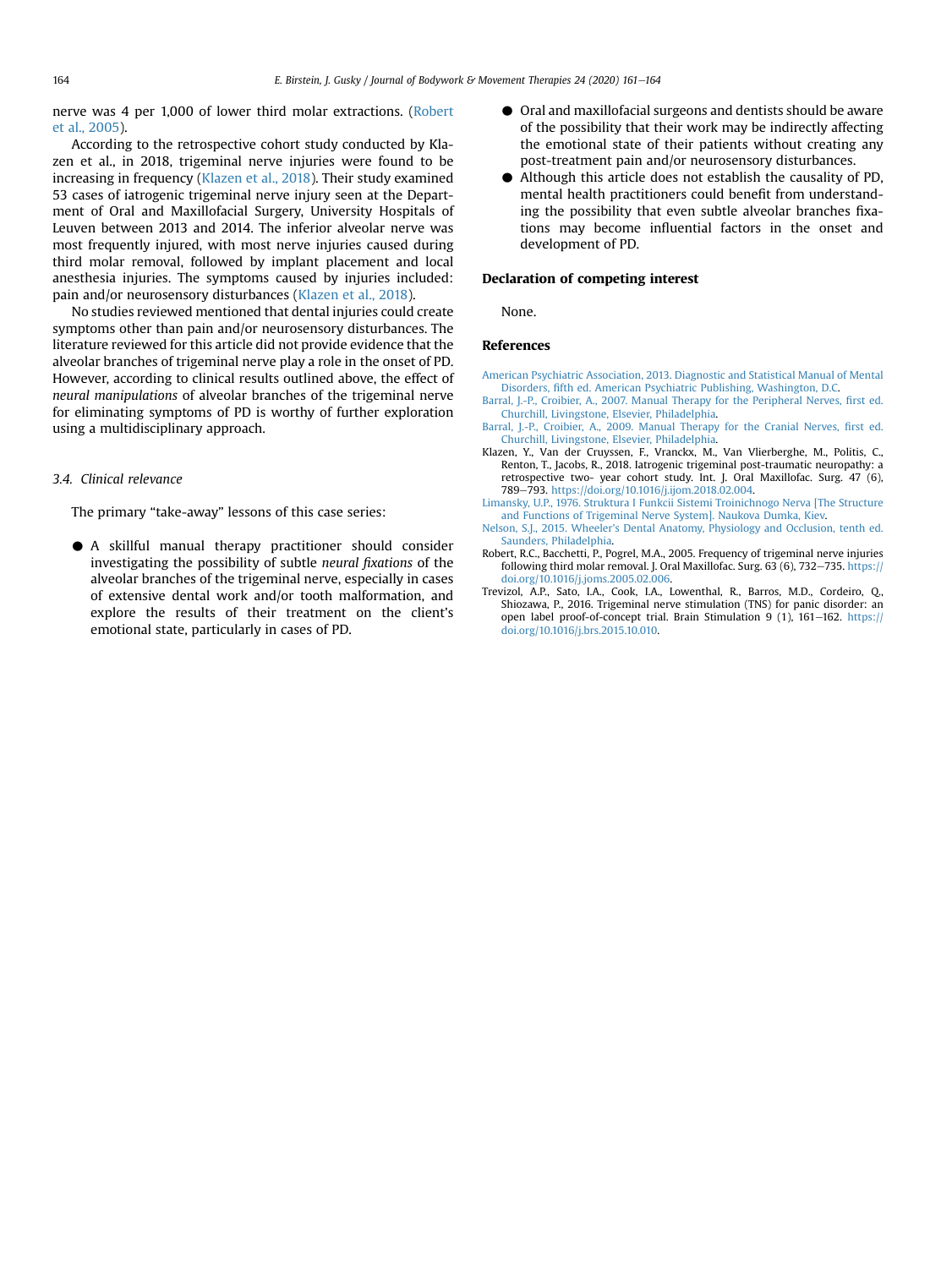nerve was 4 per 1,000 of lower third molar extractions. (Robert et al., 2005).

According to the retrospective cohort study conducted by Klazen et al., in 2018, trigeminal nerve injuries were found to be increasing in frequency (Klazen et al., 2018). Their study examined 53 cases of iatrogenic trigeminal nerve injury seen at the Department of Oral and Maxillofacial Surgery, University Hospitals of Leuven between 2013 and 2014. The inferior alveolar nerve was most frequently injured, with most nerve injuries caused during third molar removal, followed by implant placement and local anesthesia injuries. The symptoms caused by injuries included: pain and/or neurosensory disturbances (Klazen et al., 2018).

No studies reviewed mentioned that dental injuries could create symptoms other than pain and/or neurosensory disturbances. The literature reviewed for this article did not provide evidence that the alveolar branches of trigeminal nerve play a role in the onset of PD. However, according to clinical results outlined above, the effect of *neural manipulations* of alveolar branches of the trigeminal nerve for eliminating symptoms of PD is worthy of further exploration using a multidisciplinary approach.

### 3.4. Clinical relevance

The primary "take-away" lessons of this case series:

- A skillful manual therapy practitioner should consider investigating the possibility of subtle *neural fixations* of the alveolar branches of the trigeminal nerve, especially in cases of extensive dental work and/or tooth malformation, and explore the results of their treatment on the client's emotional state, particularly in cases of PD.
- Oral and maxillofacial surgeons and dentists should be aware of the possibility that their work may be indirectly affecting the emotional state of their patients without creating any post-treatment pain and/or neurosensory disturbances.
- Although this article does not establish the causality of PD, mental health practitioners could benefit from understanding the possibility that even subtle alveolar branches fixations may become influential factors in the onset and development of PD.

## Declaration of competing interest

None.

## References

American Psychiatric Association, 2013. Diagnostic and Statistical Manual of Mental Disorders, fifth ed. American Psychiatric Publishing, Washington, D.C.

Barral, J.-P., Croibier, A., 2007. Manual Therapy for the Peripheral Nerves, first ed. Churchill, Livingstone, Elsevier, Philadelphia.

Barral, J.-P., Croibier, A., 2009. Manual Therapy for the Cranial Nerves, first ed. Churchill, Livingstone, Elsevier, Philadelphia.

Klazen, Y., Van der Cruyssen, F., Vranckx, M., Van Vlierberghe, M., Politis, C., Renton, T., Jacobs, R., 2018. Iatrogenic trigeminal post-traumatic neuropathy: a retrospective two- year cohort study. Int. J. Oral Maxillofac. Surg. 47 (6), 789–793. https://doi.org/10.1016/j.ijom.2018.02.004.

Limansky, U.P., 1976. Struktura I Funkcii Sistemi Troinichnogo Nerva [The Structure and Functions of Trigeminal Nerve System]. Naukova Dumka, Kiev.

Nelson, S.J., 2015. Wheeler's Dental Anatomy, Physiology and Occlusion, tenth ed. Saunders, Philadelphia.

Robert, R.C., Bacchetti, P., Pogrel, M.A., 2005. Frequency of trigeminal nerve injuries following third molar removal. J. Oral Maxillofac. Surg. 63 (6), 732–735. https://doi.org/10.1016/j.joms.2005.02.006.

Trevizol, A.P., Sato, I.A., Cook, I.A., Lowenthal, R., Barros, M.D., Cordeiro, Q., Shiozawa, P., 2016. Trigeminal nerve stimulation (TNS) for panic disorder: an open label proof-of-concept trial. Brain Stimulation 9 (1), 161–162. https://doi.org/10.1016/j.brs.2015.10.010.